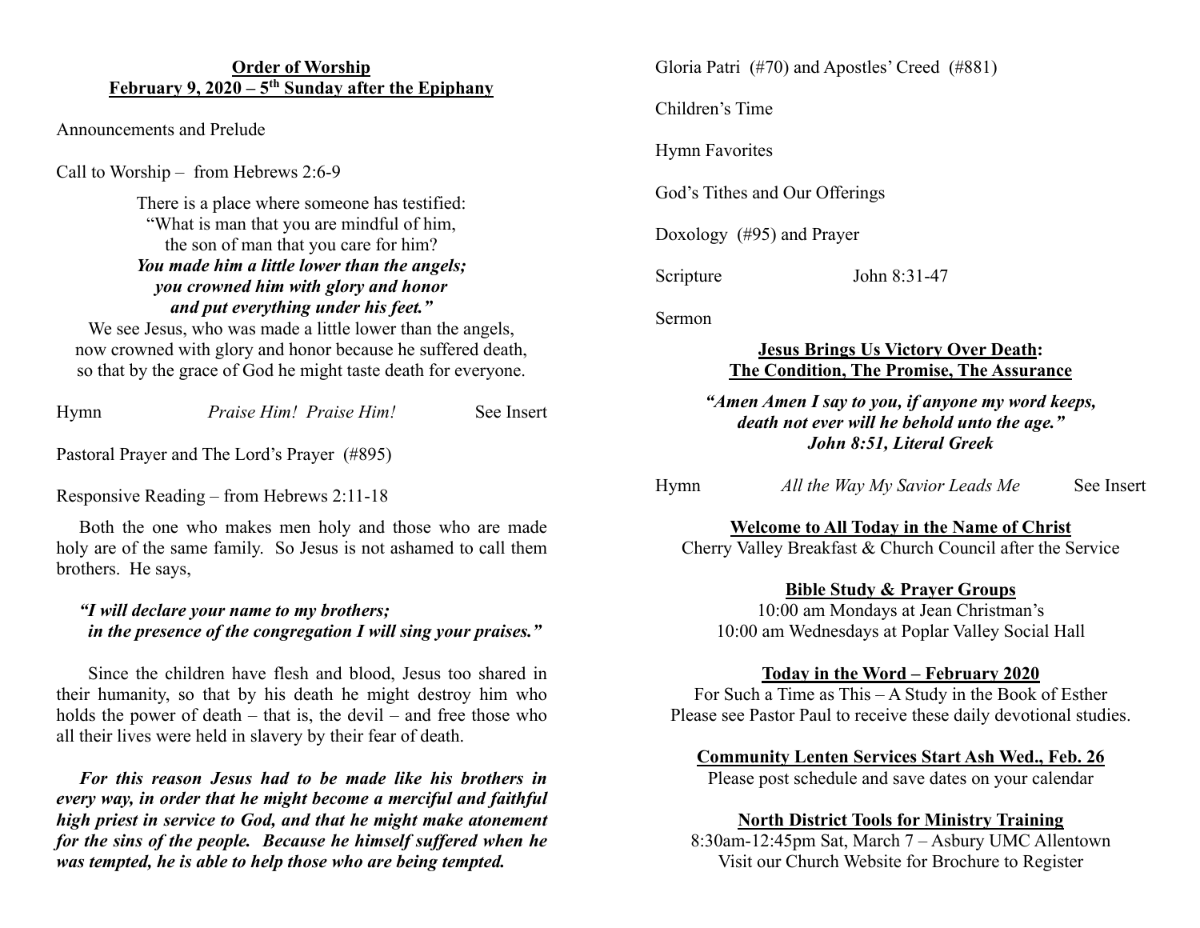## Order of Worship

## February 9, 2020 – 5th Sunday after the Epiphany

Announcements and Prelude

Call to Worship – from Hebrews 2:6-9

There is a place where someone has testified:
"What is man that you are mindful of him,
the son of man that you care for him?
***You made him a little lower than the angels;***
***you crowned him with glory and honor***
***and put everything under his feet."***
We see Jesus, who was made a little lower than the angels,
now crowned with glory and honor because he suffered death,
so that by the grace of God he might taste death for everyone.

Hymn *Praise Him! Praise Him!* See Insert

Pastoral Prayer and The Lord's Prayer (#895)

Responsive Reading – from Hebrews 2:11-18

Both the one who makes men holy and those who are made holy are of the same family. So Jesus is not ashamed to call them brothers. He says,

***"I will declare your name to my brothers;***
***in the presence of the congregation I will sing your praises."***

Since the children have flesh and blood, Jesus too shared in their humanity, so that by his death he might destroy him who holds the power of death – that is, the devil – and free those who all their lives were held in slavery by their fear of death.

***For this reason Jesus had to be made like his brothers in every way, in order that he might become a merciful and faithful high priest in service to God, and that he might make atonement for the sins of the people. Because he himself suffered when he was tempted, he is able to help those who are being tempted.***

Gloria Patri (#70) and Apostles' Creed (#881)

Children's Time

Hymn Favorites

God's Tithes and Our Offerings

Doxology (#95) and Prayer

Scripture John 8:31-47

Sermon

**Jesus Brings Us Victory Over Death:**
**The Condition, The Promise, The Assurance**

***"Amen Amen I say to you, if anyone my word keeps,***
***death not ever will he behold unto the age."***
***John 8:51, Literal Greek***

Hymn *All the Way My Savior Leads Me* See Insert

**Welcome to All Today in the Name of Christ**
Cherry Valley Breakfast & Church Council after the Service

**Bible Study & Prayer Groups**
10:00 am Mondays at Jean Christman's
10:00 am Wednesdays at Poplar Valley Social Hall

**Today in the Word – February 2020**
For Such a Time as This – A Study in the Book of Esther
Please see Pastor Paul to receive these daily devotional studies.

**Community Lenten Services Start Ash Wed., Feb. 26**
Please post schedule and save dates on your calendar

**North District Tools for Ministry Training**
8:30am-12:45pm Sat, March 7 – Asbury UMC Allentown
Visit our Church Website for Brochure to Register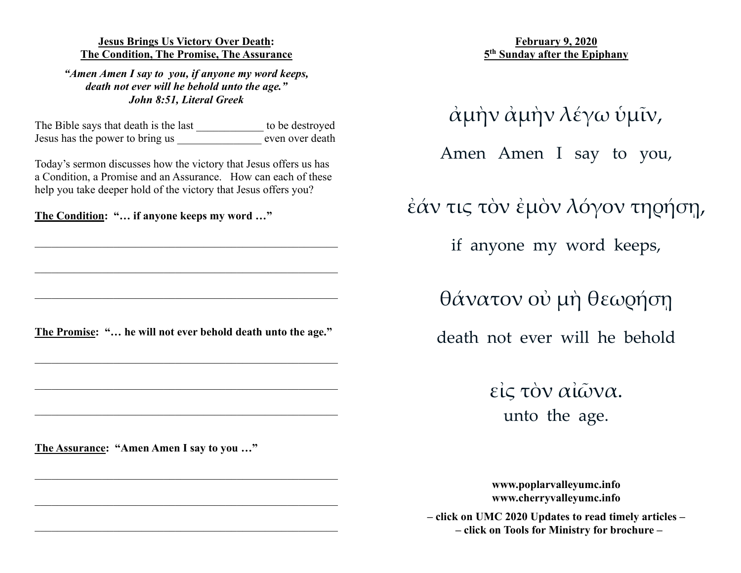**Jesus Brings Us Victory Over Death: The Condition, The Promise, The Assurance**

***"Amen Amen I say to you, if anyone my word keeps, death not ever will he behold unto the age." John 8:51, Literal Greek***

The Bible says that death is the last ____________ to be destroyed
Jesus has the power to bring us _______________ even over death

Today's sermon discusses how the victory that Jesus offers us has a Condition, a Promise and an Assurance. How can each of these help you take deeper hold of the victory that Jesus offers you?

**The Condition: "… if anyone keeps my word …"**

_______________________________________________________

_______________________________________________________

_______________________________________________________

**The Promise: "… he will not ever behold death unto the age."**

_______________________________________________________

_______________________________________________________

_______________________________________________________

**The Assurance: "Amen Amen I say to you …"**

_______________________________________________________

_______________________________________________________

_______________________________________________________

**February 9, 2020**
**5th Sunday after the Epiphany**

ἀμὴν ἀμὴν λέγω ὑμῖν,

Amen Amen I say to you,

ἐάν τις τὸν ἐμὸν λόγον τηρήσῃ,

if anyone my word keeps,

θάνατον οὐ μὴ θεωρήσῃ

death not ever will he behold

εἰς τὸν αἰῶνα.
unto the age.

**www.poplarvalleyumc.info**
**www.cherryvalleyumc.info**

**– click on UMC 2020 Updates to read timely articles –**
**– click on Tools for Ministry for brochure –**